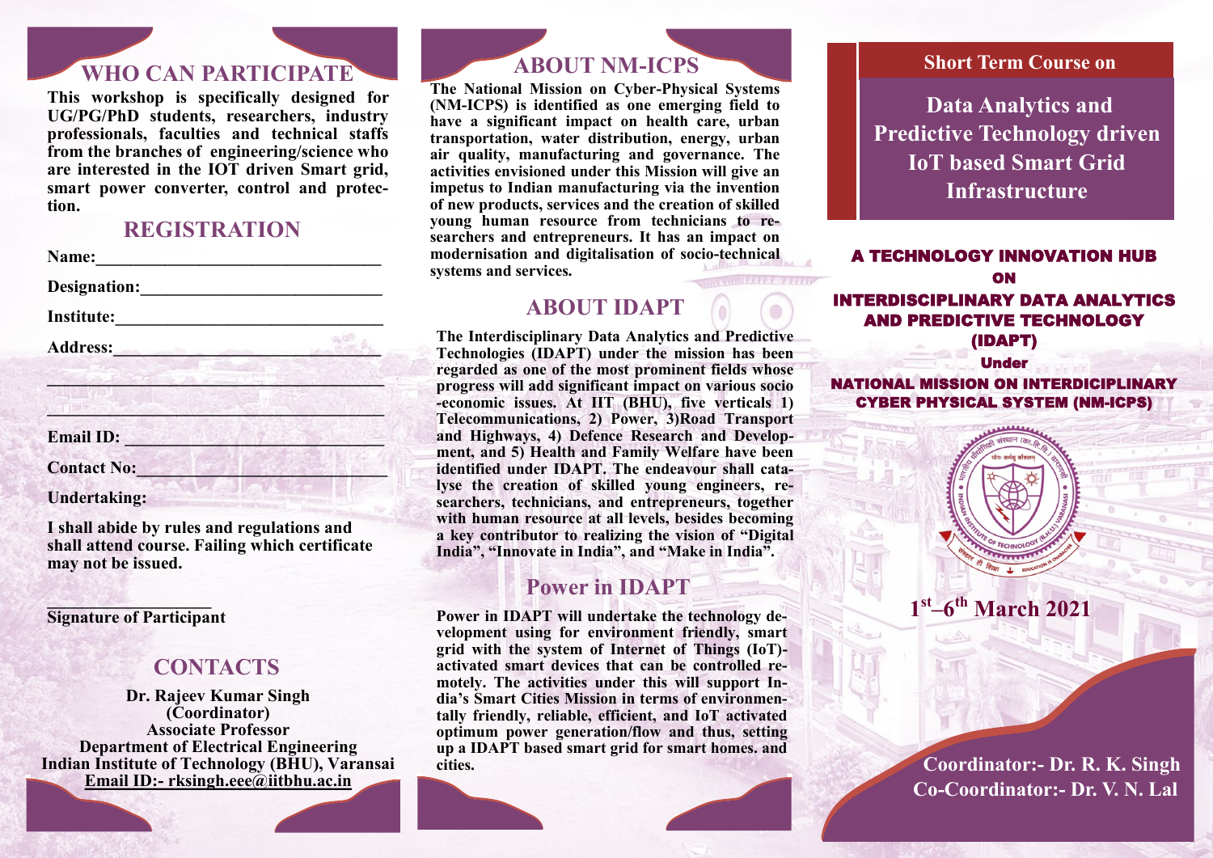## WHO CAN PARTICIPATE

**This workshop is specifically designed for UG/PG/PhD students, researchers, industry professionals, faculties and technical staffs from the branches of engineering/science who are interested in the IOT driven Smart grid, smart power converter, control and protection.**

## REGISTRATION

**Name:**________________________________

**Designation:**___________________________

**Institute:**______________________________

**Address:**______________________________

_________________________________________

_________________________________________

**Email ID:** _____________________________

**Contact No:**____________________________

**Undertaking:**

**I shall abide by rules and regulations and shall attend course. Failing which certificate may not be issued.**

____________________

**Signature of Participant**

## CONTACTS

**Dr. Rajeev Kumar Singh**
**(Coordinator)**
**Associate Professor**
**Department of Electrical Engineering**
**Indian Institute of Technology (BHU), Varansai**
**Email ID:- rksingh.eee@iitbhu.ac.in**

## ABOUT NM-ICPS

**The National Mission on Cyber-Physical Systems (NM-ICPS) is identified as one emerging field to have a significant impact on health care, urban transportation, water distribution, energy, urban air quality, manufacturing and governance. The activities envisioned under this Mission will give an impetus to Indian manufacturing via the invention of new products, services and the creation of skilled young human resource from technicians to researchers and entrepreneurs. It has an impact on modernisation and digitalisation of socio-technical systems and services.**

## ABOUT IDAPT

**The Interdisciplinary Data Analytics and Predictive Technologies (IDAPT) under the mission has been regarded as one of the most prominent fields whose progress will add significant impact on various socio-economic issues. At IIT (BHU), five verticals 1) Telecommunications, 2) Power, 3)Road Transport and Highways, 4) Defence Research and Development, and 5) Health and Family Welfare have been identified under IDAPT. The endeavour shall catalyse the creation of skilled young engineers, researchers, technicians, and entrepreneurs, together with human resource at all levels, besides becoming a key contributor to realizing the vision of "Digital India", "Innovate in India", and "Make in India".**

## Power in IDAPT

**Power in IDAPT will undertake the technology development using for environment friendly, smart grid with the system of Internet of Things (IoT)-activated smart devices that can be controlled remotely. The activities under this will support India's Smart Cities Mission in terms of environmentally friendly, reliable, efficient, and IoT activated optimum power generation/flow and thus, setting up a IDAPT based smart grid for smart homes. and cities.**

### Short Term Course on

# Data Analytics and Predictive Technology driven IoT based Smart Grid Infrastructure

**A TECHNOLOGY INNOVATION HUB ON INTERDISCIPLINARY DATA ANALYTICS AND PREDICTIVE TECHNOLOGY (IDAPT)**

**Under**

**NATIONAL MISSION ON INTERDISCIPLINARY CYBER PHYSICAL SYSTEM (NM-ICPS)**

**1st–6th March 2021**

**Coordinator:- Dr. R. K. Singh**
**Co-Coordinator:- Dr. V. N. Lal**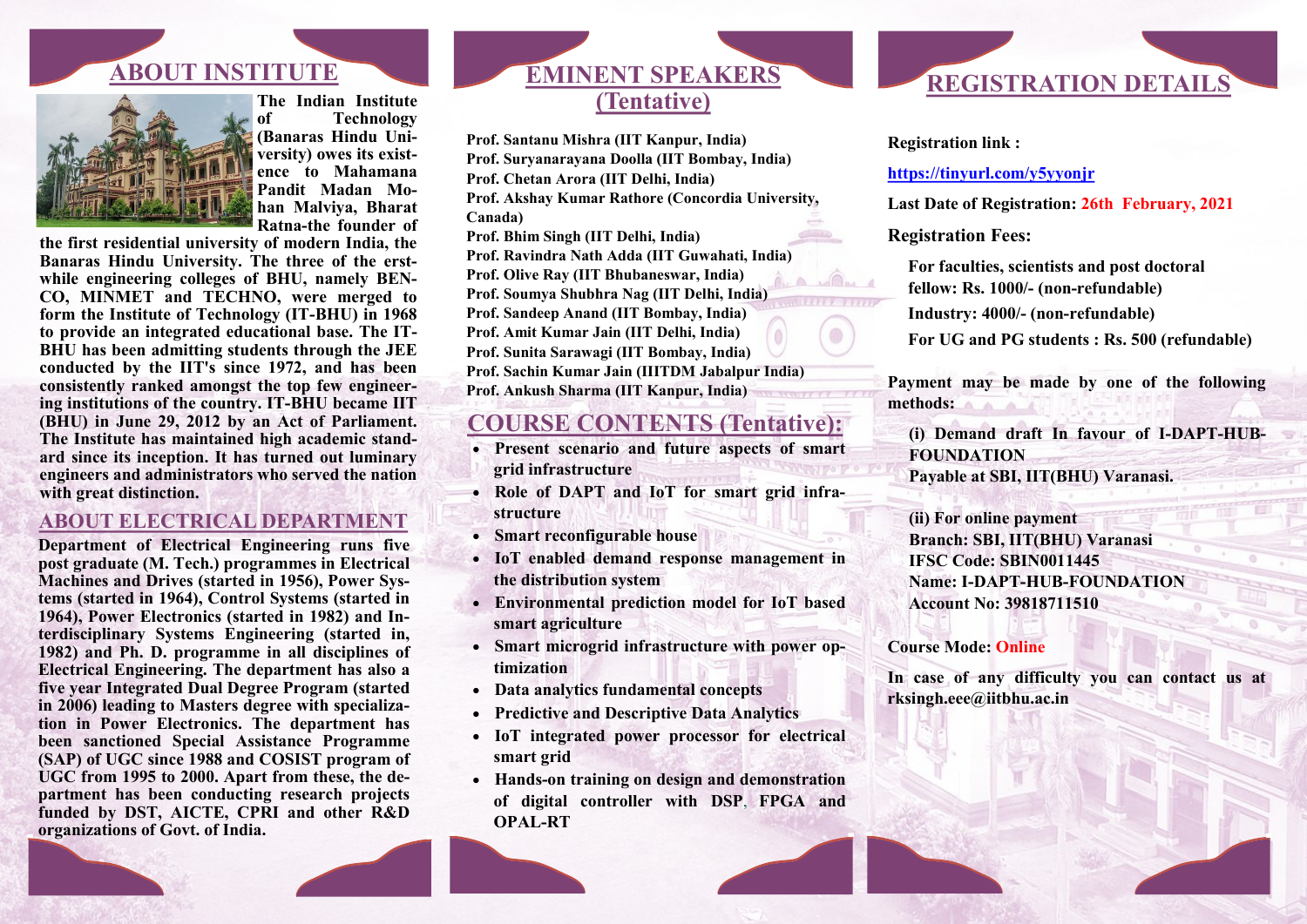## ABOUT INSTITUTE

The Indian Institute of Technology (Banaras Hindu University) owes its existence to Mahamana Pandit Madan Mohan Malviya, Bharat Ratna-the founder of the first residential university of modern India, the Banaras Hindu University. The three of the erstwhile engineering colleges of BHU, namely BENCO, MINMET and TECHNO, were merged to form the Institute of Technology (IT-BHU) in 1968 to provide an integrated educational base. The IT-BHU has been admitting students through the JEE conducted by the IIT's since 1972, and has been consistently ranked amongst the top few engineering institutions of the country. IT-BHU became IIT (BHU) in June 29, 2012 by an Act of Parliament. The Institute has maintained high academic standard since its inception. It has turned out luminary engineers and administrators who served the nation with great distinction.

## ABOUT ELECTRICAL DEPARTMENT

Department of Electrical Engineering runs five post graduate (M. Tech.) programmes in Electrical Machines and Drives (started in 1956), Power Systems (started in 1964), Control Systems (started in 1964), Power Electronics (started in 1982) and Interdisciplinary Systems Engineering (started in, 1982) and Ph. D. programme in all disciplines of Electrical Engineering. The department has also a five year Integrated Dual Degree Program (started in 2006) leading to Masters degree with specialization in Power Electronics. The department has been sanctioned Special Assistance Programme (SAP) of UGC since 1988 and COSIST program of UGC from 1995 to 2000. Apart from these, the department has been conducting research projects funded by DST, AICTE, CPRI and other R&D organizations of Govt. of India.

## EMINENT SPEAKERS (Tentative)

Prof. Santanu Mishra (IIT Kanpur, India)
Prof. Suryanarayana Doolla (IIT Bombay, India)
Prof. Chetan Arora (IIT Delhi, India)
Prof. Akshay Kumar Rathore (Concordia University, Canada)
Prof. Bhim Singh (IIT Delhi, India)
Prof. Ravindra Nath Adda (IIT Guwahati, India)
Prof. Olive Ray (IIT Bhubaneswar, India)
Prof. Soumya Shubhra Nag (IIT Delhi, India)
Prof. Sandeep Anand (IIT Bombay, India)
Prof. Amit Kumar Jain (IIT Delhi, India)
Prof. Sunita Sarawagi (IIT Bombay, India)
Prof. Sachin Kumar Jain (IIITDM Jabalpur India)
Prof. Ankush Sharma (IIT Kanpur, India)

## COURSE CONTENTS (Tentative):

- Present scenario and future aspects of smart grid infrastructure
- Role of DAPT and IoT for smart grid infrastructure
- Smart reconfigurable house
- IoT enabled demand response management in the distribution system
- Environmental prediction model for IoT based smart agriculture
- Smart microgrid infrastructure with power optimization
- Data analytics fundamental concepts
- Predictive and Descriptive Data Analytics
- IoT integrated power processor for electrical smart grid
- Hands-on training on design and demonstration of digital controller with DSP, FPGA and OPAL-RT

## REGISTRATION DETAILS

**Registration link :**

https://tinyurl.com/y5yyonjr

**Last Date of Registration: 26th February, 2021**

**Registration Fees:**

For faculties, scientists and post doctoral fellow: Rs. 1000/- (non-refundable)

Industry: 4000/- (non-refundable)

For UG and PG students : Rs. 500 (refundable)

Payment may be made by one of the following methods:

(i) Demand draft In favour of I-DAPT-HUB-FOUNDATION
Payable at SBI, IIT(BHU) Varanasi.

(ii) For online payment
Branch: SBI, IIT(BHU) Varanasi
IFSC Code: SBIN0011445
Name: I-DAPT-HUB-FOUNDATION
Account No: 39818711510

**Course Mode: Online**

In case of any difficulty you can contact us at rksingh.eee@iitbhu.ac.in